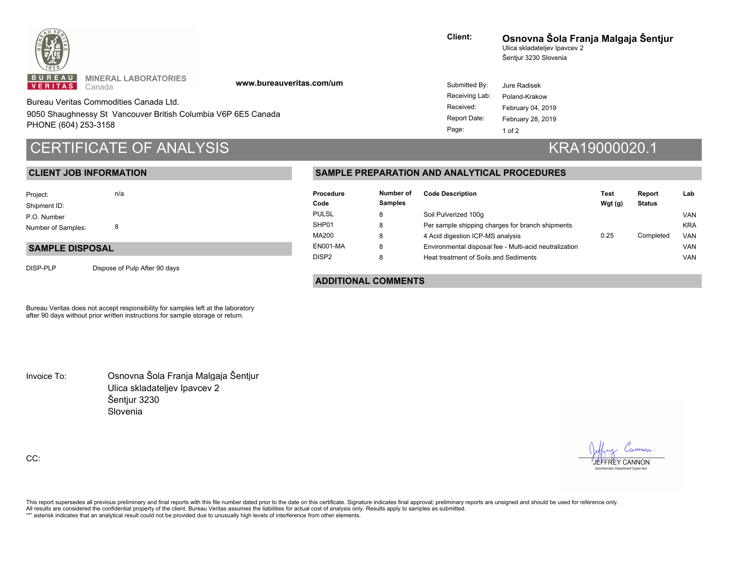BUREAU VERITAS MINERAL LABORATORIES Canada

www.bureauveritas.com/um

Bureau Veritas Commodities Canada Ltd.

9050 Shaughnessy St Vancouver British Columbia V6P 6E5 Canada

PHONE (604) 253-3158

**Client:** **Osnovna Šola Franja Malgaja Šentjur**
Ulica skladateljev Ipavcev 2
Šentjur 3230 Slovenia

Submitted By: Jure Radisek
Receiving Lab: Poland-Krakow
Received: February 04, 2019
Report Date: February 28, 2019

# CERTIFICATE OF ANALYSIS KRA19000020.1

## CLIENT JOB INFORMATION

Project: n/a
Shipment ID:
P.O. Number
Number of Samples: 8

## SAMPLE DISPOSAL

DISP-PLP Dispose of Pulp After 90 days

Bureau Veritas does not accept responsibility for samples left at the laboratory after 90 days without prior written instructions for sample storage or return.

## SAMPLE PREPARATION AND ANALYTICAL PROCEDURES

| Procedure Code | Number of Samples | Code Description | Test Wgt (g) | Report Status | Lab |
|---|---|---|---|---|---|
| PULSL | 8 | Soil Pulverized 100g | | | VAN |
| SHP01 | 8 | Per sample shipping charges for branch shipments | | | KRA |
| MA200 | 8 | 4 Acid digestion ICP-MS analysis | 0.25 | Completed | VAN |
| EN001-MA | 8 | Environmental disposal fee - Multi-acid neutralization | | | VAN |
| DISP2 | 8 | Heat treatment of Soils and Sediments | | | VAN |

## ADDITIONAL COMMENTS

Invoice To: Osnovna Šola Franja Malgaja Šentjur
Ulica skladateljev Ipavcev 2
Šentjur 3230
Slovenia

CC:

JEFFREY CANNON
Geochemistry Department Supervisor

This report supersedes all previous preliminary and final reports with this file number dated prior to the date on this certificate. Signature indicates final approval; preliminary reports are unsigned and should be used for reference only.
All results are considered the confidential property of the client. Bureau Veritas assumes the liabilities for actual cost of analysis only. Results apply to samples as submitted.
"*" asterisk indicates that an analytical result could not be provided due to unusually high levels of interference from other elements.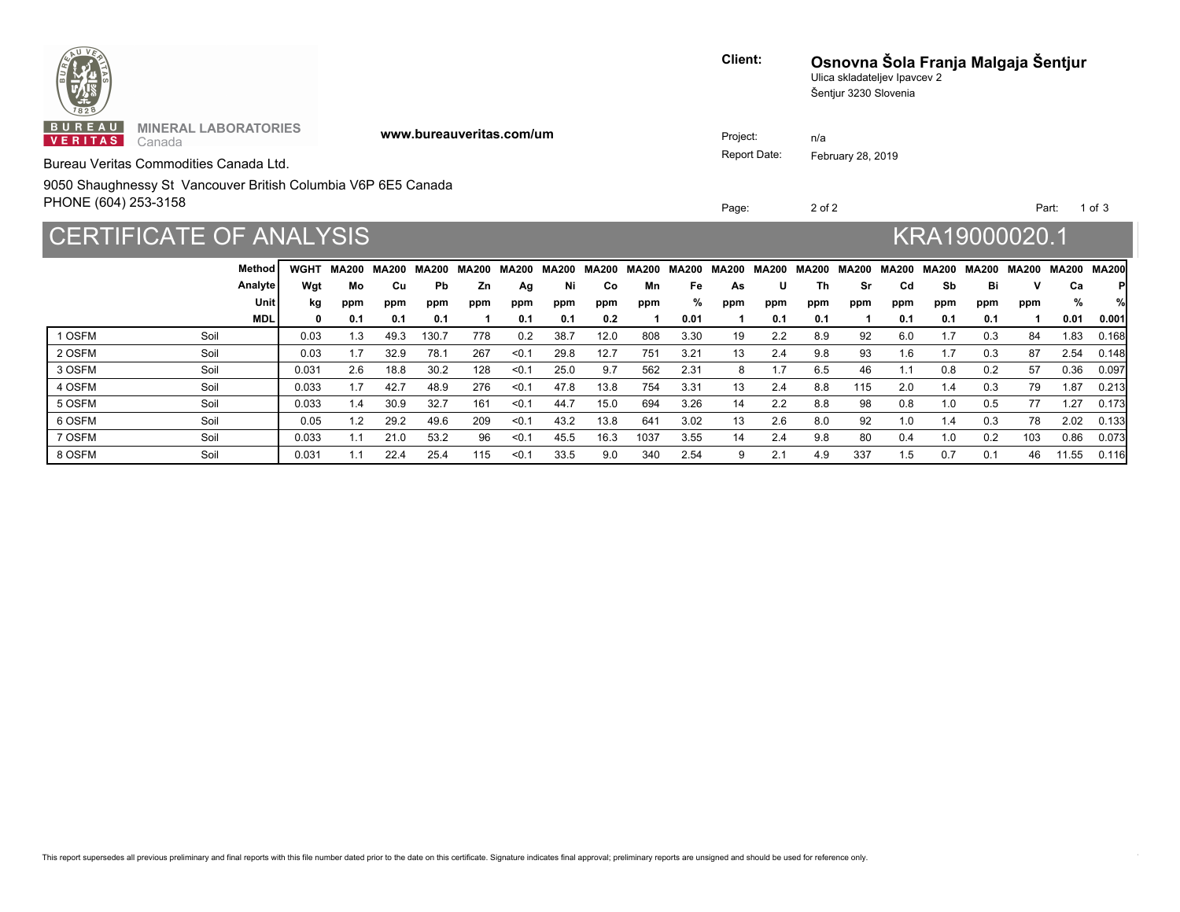BUREAU VERITAS MINERAL LABORATORIES Canada

www.bureauveritas.com/um

Bureau Veritas Commodities Canada Ltd.

9050 Shaughnessy St Vancouver British Columbia V6P 6E5 Canada
PHONE (604) 253-3158

**Client:** **Osnovna Šola Franja Malgaja Šentjur**
Ulica skladateljev Ipavcev 2
Šentjur 3230 Slovenia

Project: n/a
Report Date: February 28, 2019

Part: 1 of 3

# CERTIFICATE OF ANALYSIS KRA19000020.1

| | Method | WGHT | MA200 | MA200 | MA200 | MA200 | MA200 | MA200 | MA200 | MA200 | MA200 | MA200 | MA200 | MA200 | MA200 | MA200 | MA200 | MA200 | MA200 | MA200 | MA200 |
|---|---|---|---|---|---|---|---|---|---|---|---|---|---|---|---|---|---|---|---|---|---|
| | Analyte | Wgt | Mo | Cu | Pb | Zn | Ag | Ni | Co | Mn | Fe | As | U | Th | Sr | Cd | Sb | Bi | V | Ca | P |
| | Unit | kg | ppm | ppm | ppm | ppm | ppm | ppm | ppm | ppm | % | ppm | ppm | ppm | ppm | ppm | ppm | ppm | ppm | % | % |
| | MDL | 0 | 0.1 | 0.1 | 0.1 | 1 | 0.1 | 0.1 | 0.2 | 1 | 0.01 | 1 | 0.1 | 0.1 | 1 | 0.1 | 0.1 | 0.1 | 1 | 0.01 | 0.001 |
| 1 OSFM | Soil | 0.03 | 1.3 | 49.3 | 130.7 | 778 | 0.2 | 38.7 | 12.0 | 808 | 3.30 | 19 | 2.2 | 8.9 | 92 | 6.0 | 1.7 | 0.3 | 84 | 1.83 | 0.168 |
| 2 OSFM | Soil | 0.03 | 1.7 | 32.9 | 78.1 | 267 | <0.1 | 29.8 | 12.7 | 751 | 3.21 | 13 | 2.4 | 9.8 | 93 | 1.6 | 1.7 | 0.3 | 87 | 2.54 | 0.148 |
| 3 OSFM | Soil | 0.031 | 2.6 | 18.8 | 30.2 | 128 | <0.1 | 25.0 | 9.7 | 562 | 2.31 | 8 | 1.7 | 6.5 | 46 | 1.1 | 0.8 | 0.2 | 57 | 0.36 | 0.097 |
| 4 OSFM | Soil | 0.033 | 1.7 | 42.7 | 48.9 | 276 | <0.1 | 47.8 | 13.8 | 754 | 3.31 | 13 | 2.4 | 8.8 | 115 | 2.0 | 1.4 | 0.3 | 79 | 1.87 | 0.213 |
| 5 OSFM | Soil | 0.033 | 1.4 | 30.9 | 32.7 | 161 | <0.1 | 44.7 | 15.0 | 694 | 3.26 | 14 | 2.2 | 8.8 | 98 | 0.8 | 1.0 | 0.5 | 77 | 1.27 | 0.173 |
| 6 OSFM | Soil | 0.05 | 1.2 | 29.2 | 49.6 | 209 | <0.1 | 43.2 | 13.8 | 641 | 3.02 | 13 | 2.6 | 8.0 | 92 | 1.0 | 1.4 | 0.3 | 78 | 2.02 | 0.133 |
| 7 OSFM | Soil | 0.033 | 1.1 | 21.0 | 53.2 | 96 | <0.1 | 45.5 | 16.3 | 1037 | 3.55 | 14 | 2.4 | 9.8 | 80 | 0.4 | 1.0 | 0.2 | 103 | 0.86 | 0.073 |
| 8 OSFM | Soil | 0.031 | 1.1 | 22.4 | 25.4 | 115 | <0.1 | 33.5 | 9.0 | 340 | 2.54 | 9 | 2.1 | 4.9 | 337 | 1.5 | 0.7 | 0.1 | 46 | 11.55 | 0.116 |

This report supersedes all previous preliminary and final reports with this file number dated prior to the date on this certificate. Signature indicates final approval; preliminary reports are unsigned and should be used for reference only.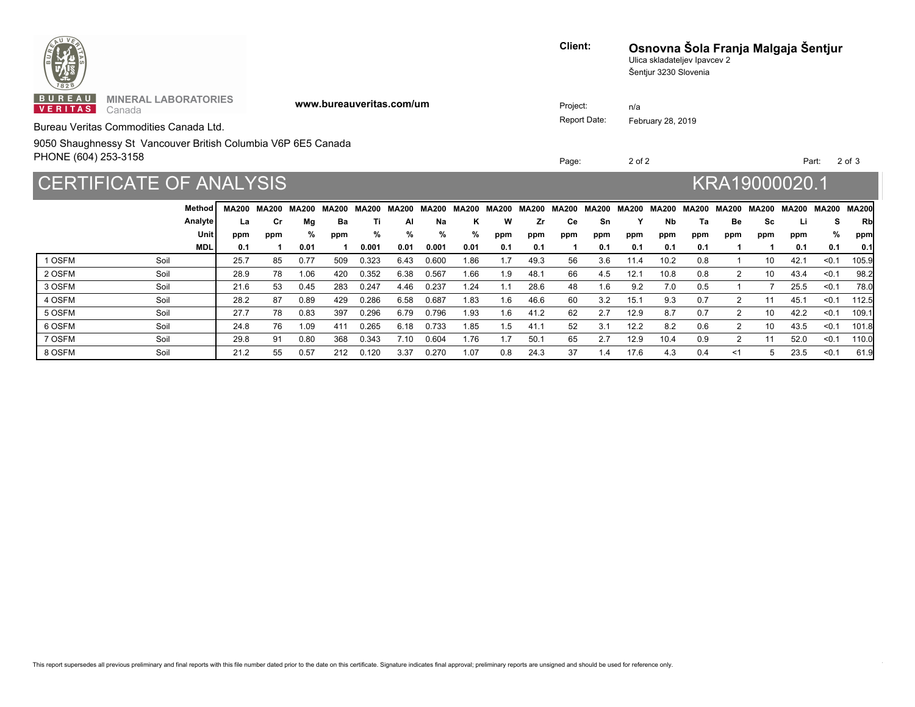BUREAU VERITAS MINERAL LABORATORIES Canada

www.bureauveritas.com/um

Bureau Veritas Commodities Canada Ltd.

9050 Shaughnessy St Vancouver British Columbia V6P 6E5 Canada
PHONE (604) 253-3158

**Client:** **Osnovna Šola Franja Malgaja Šentjur**
Ulica skladateljev Ipavcev 2
Šentjur 3230 Slovenia

Project: n/a
Report Date: February 28, 2019

Page: 2 of 2 Part: 2 of 3

# CERTIFICATE OF ANALYSIS KRA19000020.1

| | Method | MA200 | MA200 | MA200 | MA200 | MA200 | MA200 | MA200 | MA200 | MA200 | MA200 | MA200 | MA200 | MA200 | MA200 | MA200 | MA200 | MA200 | MA200 | MA200 | MA200 |
|---|---|---|---|---|---|---|---|---|---|---|---|---|---|---|---|---|---|---|---|---|---|
| | Analyte | La | Cr | Mg | Ba | Ti | Al | Na | K | W | Zr | Ce | Sn | Y | Nb | Ta | Be | Sc | Li | S | Rb |
| | Unit | ppm | ppm | % | ppm | % | % | % | % | ppm | ppm | ppm | ppm | ppm | ppm | ppm | ppm | ppm | ppm | % | ppm |
| | MDL | 0.1 | 1 | 0.01 | 1 | 0.001 | 0.01 | 0.001 | 0.01 | 0.1 | 0.1 | 1 | 0.1 | 0.1 | 0.1 | 0.1 | 1 | 1 | 0.1 | 0.1 | 0.1 |
| 1 OSFM | Soil | 25.7 | 85 | 0.77 | 509 | 0.323 | 6.43 | 0.600 | 1.86 | 1.7 | 49.3 | 56 | 3.6 | 11.4 | 10.2 | 0.8 | 1 | 10 | 42.1 | <0.1 | 105.9 |
| 2 OSFM | Soil | 28.9 | 78 | 1.06 | 420 | 0.352 | 6.38 | 0.567 | 1.66 | 1.9 | 48.1 | 66 | 4.5 | 12.1 | 10.8 | 0.8 | 2 | 10 | 43.4 | <0.1 | 98.2 |
| 3 OSFM | Soil | 21.6 | 53 | 0.45 | 283 | 0.247 | 4.46 | 0.237 | 1.24 | 1.1 | 28.6 | 48 | 1.6 | 9.2 | 7.0 | 0.5 | 1 | 7 | 25.5 | <0.1 | 78.0 |
| 4 OSFM | Soil | 28.2 | 87 | 0.89 | 429 | 0.286 | 6.58 | 0.687 | 1.83 | 1.6 | 46.6 | 60 | 3.2 | 15.1 | 9.3 | 0.7 | 2 | 11 | 45.1 | <0.1 | 112.5 |
| 5 OSFM | Soil | 27.7 | 78 | 0.83 | 397 | 0.296 | 6.79 | 0.796 | 1.93 | 1.6 | 41.2 | 62 | 2.7 | 12.9 | 8.7 | 0.7 | 2 | 10 | 42.2 | <0.1 | 109.1 |
| 6 OSFM | Soil | 24.8 | 76 | 1.09 | 411 | 0.265 | 6.18 | 0.733 | 1.85 | 1.5 | 41.1 | 52 | 3.1 | 12.2 | 8.2 | 0.6 | 2 | 10 | 43.5 | <0.1 | 101.8 |
| 7 OSFM | Soil | 29.8 | 91 | 0.80 | 368 | 0.343 | 7.10 | 0.604 | 1.76 | 1.7 | 50.1 | 65 | 2.7 | 12.9 | 10.4 | 0.9 | 2 | 11 | 52.0 | <0.1 | 110.0 |
| 8 OSFM | Soil | 21.2 | 55 | 0.57 | 212 | 0.120 | 3.37 | 0.270 | 1.07 | 0.8 | 24.3 | 37 | 1.4 | 17.6 | 4.3 | 0.4 | <1 | 5 | 23.5 | <0.1 | 61.9 |

This report supersedes all previous preliminary and final reports with this file number dated prior to the date on this certificate. Signature indicates final approval; preliminary reports are unsigned and should be used for reference only.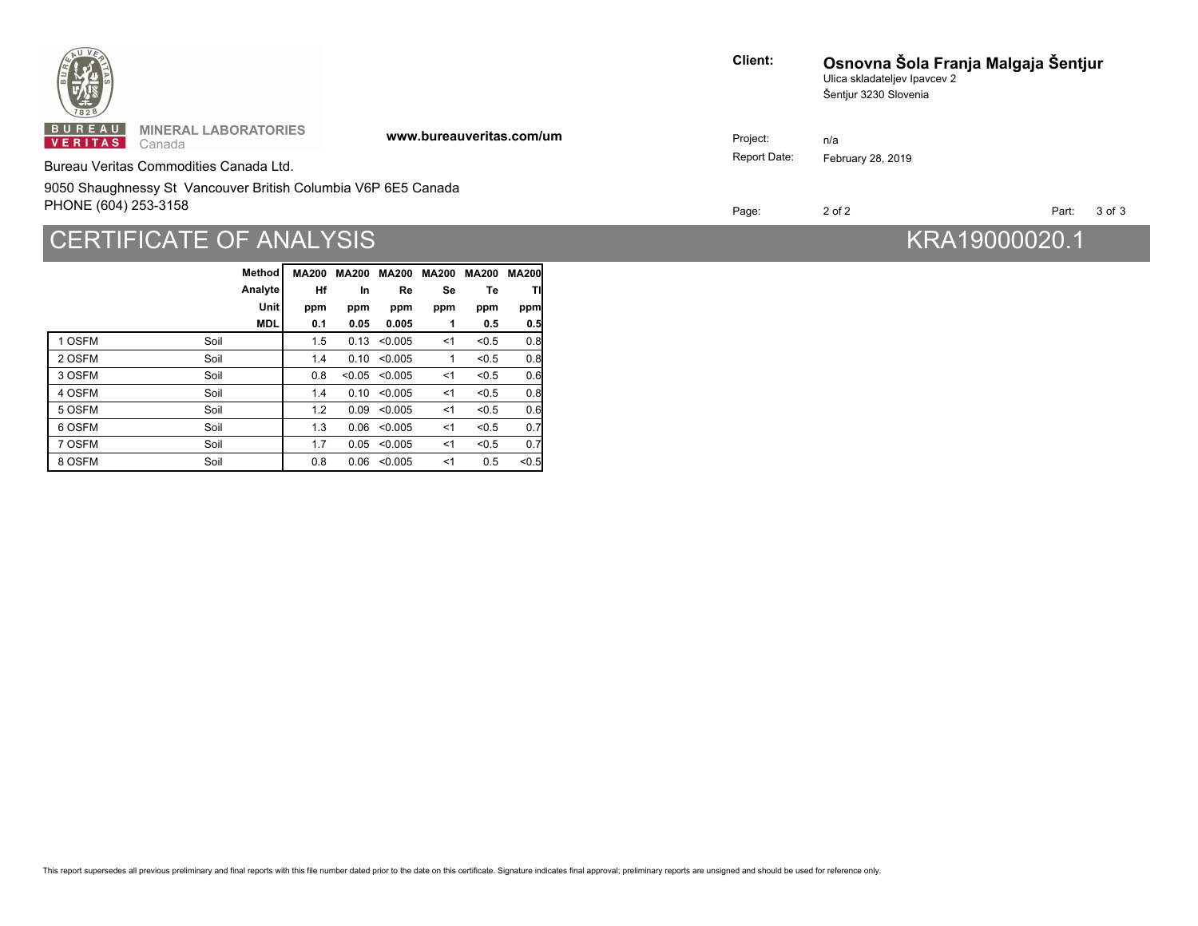**Client:** **Osnovna Šola Franja Malgaja Šentjur**
Ulica skladateljev Ipavcev 2
Šentjur 3230 Slovenia

BUREAU VERITAS MINERAL LABORATORIES Canada

www.bureauveritas.com/um

Bureau Veritas Commodities Canada Ltd.

9050 Shaughnessy St Vancouver British Columbia V6P 6E5 Canada
PHONE (604) 253-3158

Project: n/a
Report Date: February 28, 2019

Page: 2 of 2 Part: 3 of 3

# CERTIFICATE OF ANALYSIS KRA19000020.1

| | Method | MA200 | MA200 | MA200 | MA200 | MA200 | MA200 |
|---|---|---|---|---|---|---|---|
| | Analyte | Hf | In | Re | Se | Te | Tl |
| | Unit | ppm | ppm | ppm | ppm | ppm | ppm |
| | MDL | 0.1 | 0.05 | 0.005 | 1 | 0.5 | 0.5 |
| 1 OSFM | Soil | 1.5 | 0.13 | <0.005 | <1 | <0.5 | 0.8 |
| 2 OSFM | Soil | 1.4 | 0.10 | <0.005 | 1 | <0.5 | 0.8 |
| 3 OSFM | Soil | 0.8 | <0.05 | <0.005 | <1 | <0.5 | 0.6 |
| 4 OSFM | Soil | 1.4 | 0.10 | <0.005 | <1 | <0.5 | 0.8 |
| 5 OSFM | Soil | 1.2 | 0.09 | <0.005 | <1 | <0.5 | 0.6 |
| 6 OSFM | Soil | 1.3 | 0.06 | <0.005 | <1 | <0.5 | 0.7 |
| 7 OSFM | Soil | 1.7 | 0.05 | <0.005 | <1 | <0.5 | 0.7 |
| 8 OSFM | Soil | 0.8 | 0.06 | <0.005 | <1 | 0.5 | <0.5 |

This report supersedes all previous preliminary and final reports with this file number dated prior to the date on this certificate. Signature indicates final approval; preliminary reports are unsigned and should be used for reference only.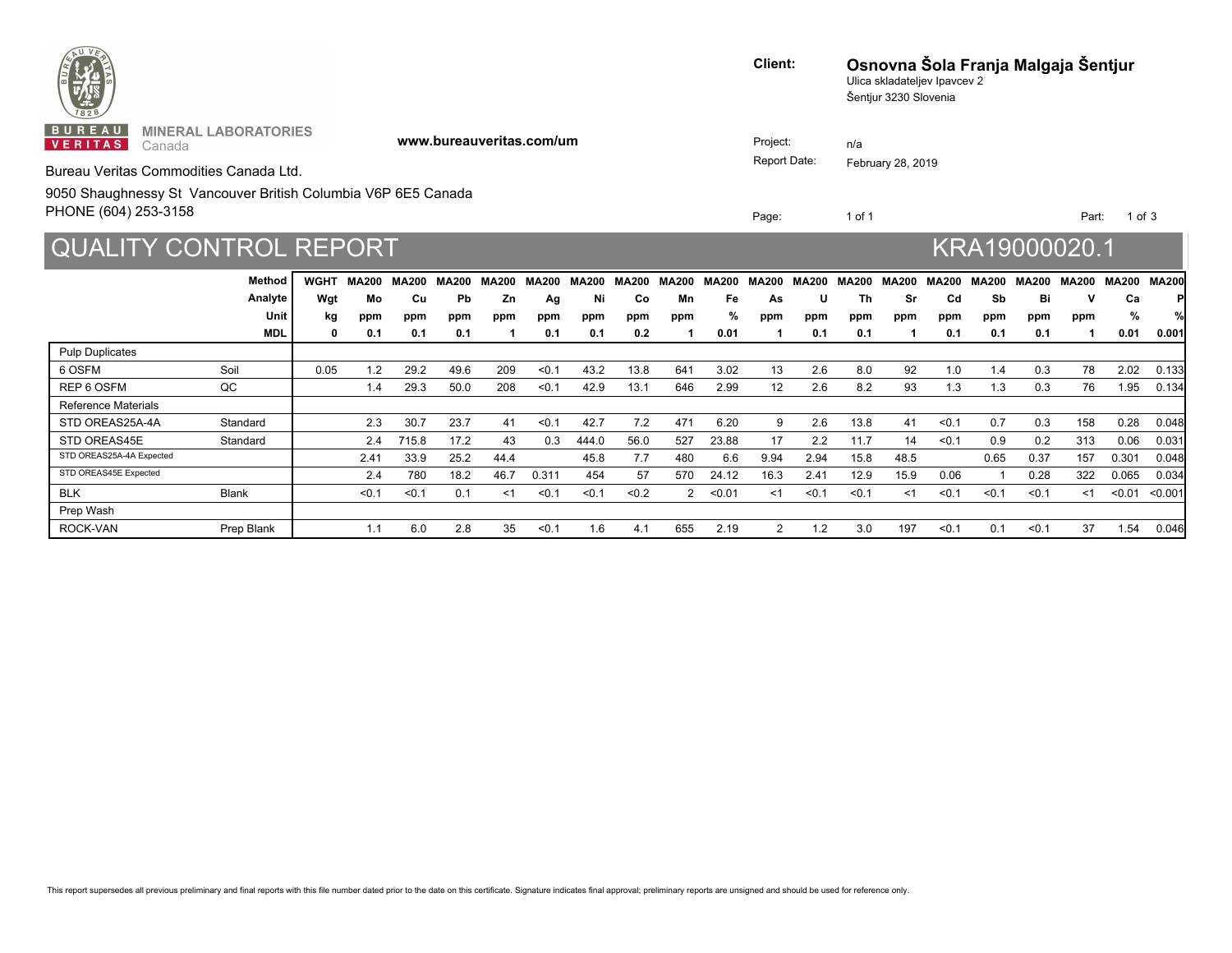**BUREAU VERITAS** MINERAL LABORATORIES Canada

www.bureauveritas.com/um

Bureau Veritas Commodities Canada Ltd.

9050 Shaughnessy St Vancouver British Columbia V6P 6E5 Canada

PHONE (604) 253-3158

**Client:** **Osnovna Šola Franja Malgaja Šentjur**
Ulica skladateljev Ipavcev 2
Šentjur 3230 Slovenia

Project: n/a

Report Date: February 28, 2019

Part: 1 of 3

# QUALITY CONTROL REPORT

## KRA19000020.1

| | Method | WGHT | MA200 | MA200 | MA200 | MA200 | MA200 | MA200 | MA200 | MA200 | MA200 | MA200 | MA200 | MA200 | MA200 | MA200 | MA200 | MA200 | MA200 | MA200 | MA200 |
|---|---|---|---|---|---|---|---|---|---|---|---|---|---|---|---|---|---|---|---|---|---|
| | Analyte | Wgt | Mo | Cu | Pb | Zn | Ag | Ni | Co | Mn | Fe | As | U | Th | Sr | Cd | Sb | Bi | V | Ca | P |
| | Unit | kg | ppm | ppm | ppm | ppm | ppm | ppm | ppm | ppm | % | ppm | ppm | ppm | ppm | ppm | ppm | ppm | ppm | % | % |
| | MDL | 0 | 0.1 | 0.1 | 0.1 | 1 | 0.1 | 0.1 | 0.2 | 1 | 0.01 | 1 | 0.1 | 0.1 | 1 | 0.1 | 0.1 | 0.1 | 1 | 0.01 | 0.001 |
| Pulp Duplicates | | | | | | | | | | | | | | | | | | | | | |
| 6 OSFM | Soil | 0.05 | 1.2 | 29.2 | 49.6 | 209 | <0.1 | 43.2 | 13.8 | 641 | 3.02 | 13 | 2.6 | 8.0 | 92 | 1.0 | 1.4 | 0.3 | 78 | 2.02 | 0.133 |
| REP 6 OSFM | QC | | 1.4 | 29.3 | 50.0 | 208 | <0.1 | 42.9 | 13.1 | 646 | 2.99 | 12 | 2.6 | 8.2 | 93 | 1.3 | 1.3 | 0.3 | 76 | 1.95 | 0.134 |
| Reference Materials | | | | | | | | | | | | | | | | | | | | | |
| STD OREAS25A-4A | Standard | | 2.3 | 30.7 | 23.7 | 41 | <0.1 | 42.7 | 7.2 | 471 | 6.20 | 9 | 2.6 | 13.8 | 41 | <0.1 | 0.7 | 0.3 | 158 | 0.28 | 0.048 |
| STD OREAS45E | Standard | | 2.4 | 715.8 | 17.2 | 43 | 0.3 | 444.0 | 56.0 | 527 | 23.88 | 17 | 2.2 | 11.7 | 14 | <0.1 | 0.9 | 0.2 | 313 | 0.06 | 0.031 |
| STD OREAS25A-4A Expected | | | 2.41 | 33.9 | 25.2 | 44.4 | | 45.8 | 7.7 | 480 | 6.6 | 9.94 | 2.94 | 15.8 | 48.5 | | 0.65 | 0.37 | 157 | 0.301 | 0.048 |
| STD OREAS45E Expected | | | 2.4 | 780 | 18.2 | 46.7 | 0.311 | 454 | 57 | 570 | 24.12 | 16.3 | 2.41 | 12.9 | 15.9 | 0.06 | 1 | 0.28 | 322 | 0.065 | 0.034 |
| BLK | Blank | | <0.1 | <0.1 | 0.1 | <1 | <0.1 | <0.1 | <0.2 | 2 | <0.01 | <1 | <0.1 | <0.1 | <1 | <0.1 | <0.1 | <0.1 | <1 | <0.01 | <0.001 |
| Prep Wash | | | | | | | | | | | | | | | | | | | | | |
| ROCK-VAN | Prep Blank | | 1.1 | 6.0 | 2.8 | 35 | <0.1 | 1.6 | 4.1 | 655 | 2.19 | 2 | 1.2 | 3.0 | 197 | <0.1 | 0.1 | <0.1 | 37 | 1.54 | 0.046 |

This report supersedes all previous preliminary and final reports with this file number dated prior to the date on this certificate. Signature indicates final approval; preliminary reports are unsigned and should be used for reference only.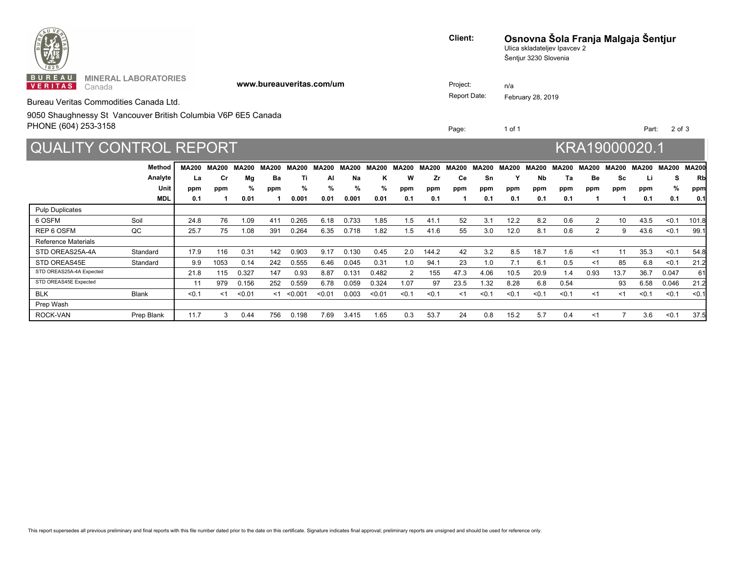Bureau Veritas Commodities Canada Ltd.

9050 Shaughnessy St Vancouver British Columbia V6P 6E5 Canada
PHONE (604) 253-3158

www.bureauveritas.com/um

**Client:** **Osnovna Šola Franja Malgaja Šentjur**
Ulica skladateljev Ipavcev 2
Šentjur 3230 Slovenia

Project: n/a
Report Date: February 28, 2019

Part: 2 of 3

# QUALITY CONTROL REPORT KRA19000020.1

| | Method | MA200 | MA200 | MA200 | MA200 | MA200 | MA200 | MA200 | MA200 | MA200 | MA200 | MA200 | MA200 | MA200 | MA200 | MA200 | MA200 | MA200 | MA200 | MA200 | MA200 |
|---|---|---|---|---|---|---|---|---|---|---|---|---|---|---|---|---|---|---|---|---|---|
| | **Analyte** | **La** | **Cr** | **Mg** | **Ba** | **Ti** | **Al** | **Na** | **K** | **W** | **Zr** | **Ce** | **Sn** | **Y** | **Nb** | **Ta** | **Be** | **Sc** | **Li** | **S** | **Rb** |
| | **Unit** | **ppm** | **ppm** | **%** | **ppm** | **%** | **%** | **%** | **%** | **ppm** | **ppm** | **ppm** | **ppm** | **ppm** | **ppm** | **ppm** | **ppm** | **ppm** | **ppm** | **%** | **ppm** |
| | **MDL** | **0.1** | **1** | **0.01** | **1** | **0.001** | **0.01** | **0.001** | **0.01** | **0.1** | **0.1** | **1** | **0.1** | **0.1** | **0.1** | **0.1** | **1** | **1** | **0.1** | **0.1** | **0.1** |
| Pulp Duplicates | | | | | | | | | | | | | | | | | | | | | |
| 6 OSFM | Soil | 24.8 | 76 | 1.09 | 411 | 0.265 | 6.18 | 0.733 | 1.85 | 1.5 | 41.1 | 52 | 3.1 | 12.2 | 8.2 | 0.6 | 2 | 10 | 43.5 | <0.1 | 101.8 |
| REP 6 OSFM | QC | 25.7 | 75 | 1.08 | 391 | 0.264 | 6.35 | 0.718 | 1.82 | 1.5 | 41.6 | 55 | 3.0 | 12.0 | 8.1 | 0.6 | 2 | 9 | 43.6 | <0.1 | 99.1 |
| Reference Materials | | | | | | | | | | | | | | | | | | | | | |
| STD OREAS25A-4A | Standard | 17.9 | 116 | 0.31 | 142 | 0.903 | 9.17 | 0.130 | 0.45 | 2.0 | 144.2 | 42 | 3.2 | 8.5 | 18.7 | 1.6 | <1 | 11 | 35.3 | <0.1 | 54.8 |
| STD OREAS45E | Standard | 9.9 | 1053 | 0.14 | 242 | 0.555 | 6.46 | 0.045 | 0.31 | 1.0 | 94.1 | 23 | 1.0 | 7.1 | 6.1 | 0.5 | <1 | 85 | 6.8 | <0.1 | 21.2 |
| STD OREAS25A-4A Expected | | 21.8 | 115 | 0.327 | 147 | 0.93 | 8.87 | 0.131 | 0.482 | 2 | 155 | 47.3 | 4.06 | 10.5 | 20.9 | 1.4 | 0.93 | 13.7 | 36.7 | 0.047 | 61 |
| STD OREAS45E Expected | | 11 | 979 | 0.156 | 252 | 0.559 | 6.78 | 0.059 | 0.324 | 1.07 | 97 | 23.5 | 1.32 | 8.28 | 6.8 | 0.54 | | 93 | 6.58 | 0.046 | 21.2 |
| BLK | Blank | <0.1 | <1 | <0.01 | <1 | <0.001 | <0.01 | 0.003 | <0.01 | <0.1 | <0.1 | <1 | <0.1 | <0.1 | <0.1 | <0.1 | <1 | <1 | <0.1 | <0.1 | <0.1 |
| Prep Wash | | | | | | | | | | | | | | | | | | | | | |
| ROCK-VAN | Prep Blank | 11.7 | 3 | 0.44 | 756 | 0.198 | 7.69 | 3.415 | 1.65 | 0.3 | 53.7 | 24 | 0.8 | 15.2 | 5.7 | 0.4 | <1 | 7 | 3.6 | <0.1 | 37.5 |

This report supersedes all previous preliminary and final reports with this file number dated prior to the date on this certificate. Signature indicates final approval; preliminary reports are unsigned and should be used for reference only.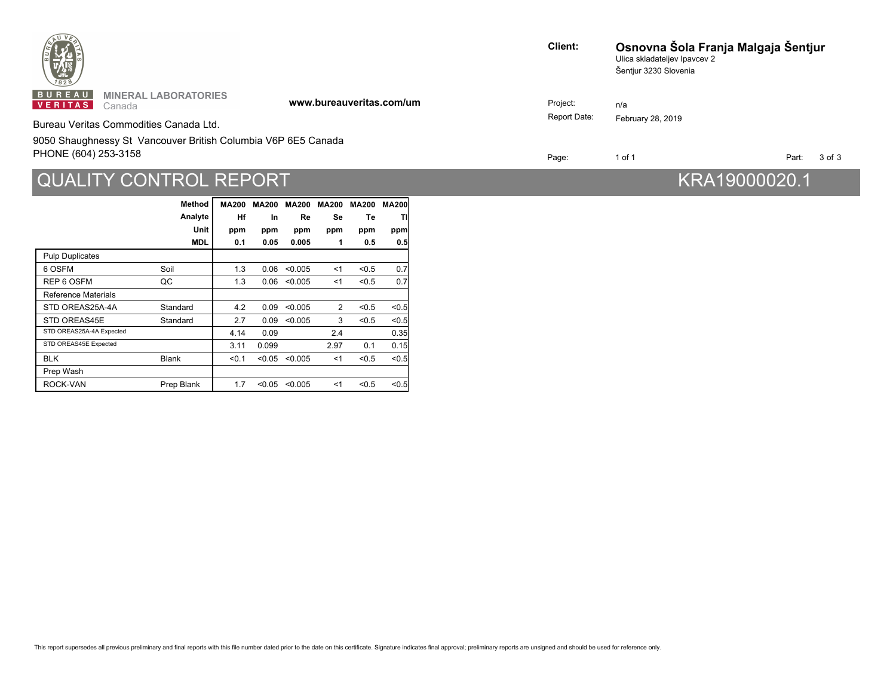Bureau Veritas Commodities Canada Ltd.

9050 Shaughnessy St Vancouver British Columbia V6P 6E5 Canada
PHONE (604) 253-3158

www.bureauveritas.com/um

**Client:** **Osnovna Šola Franja Malgaja Šentjur**
Ulica skladateljev Ipavcev 2
Šentjur 3230 Slovenia

Project: n/a
Report Date: February 28, 2019

Part: 3 of 3

# QUALITY CONTROL REPORT

# KRA19000020.1

| | Method | MA200 | MA200 | MA200 | MA200 | MA200 | MA200 |
|---|---|---|---|---|---|---|---|
| | Analyte | Hf | In | Re | Se | Te | Tl |
| | Unit | ppm | ppm | ppm | ppm | ppm | ppm |
| | MDL | 0.1 | 0.05 | 0.005 | 1 | 0.5 | 0.5 |
| Pulp Duplicates | | | | | | | |
| 6 OSFM | Soil | 1.3 | 0.06 | <0.005 | <1 | <0.5 | 0.7 |
| REP 6 OSFM | QC | 1.3 | 0.06 | <0.005 | <1 | <0.5 | 0.7 |
| Reference Materials | | | | | | | |
| STD OREAS25A-4A | Standard | 4.2 | 0.09 | <0.005 | 2 | <0.5 | <0.5 |
| STD OREAS45E | Standard | 2.7 | 0.09 | <0.005 | 3 | <0.5 | <0.5 |
| STD OREAS25A-4A Expected | | 4.14 | 0.09 | | 2.4 | | 0.35 |
| STD OREAS45E Expected | | 3.11 | 0.099 | | 2.97 | 0.1 | 0.15 |
| BLK | Blank | <0.1 | <0.05 | <0.005 | <1 | <0.5 | <0.5 |
| Prep Wash | | | | | | | |
| ROCK-VAN | Prep Blank | 1.7 | <0.05 | <0.005 | <1 | <0.5 | <0.5 |

This report supersedes all previous preliminary and final reports with this file number dated prior to the date on this certificate. Signature indicates final approval; preliminary reports are unsigned and should be used for reference only.